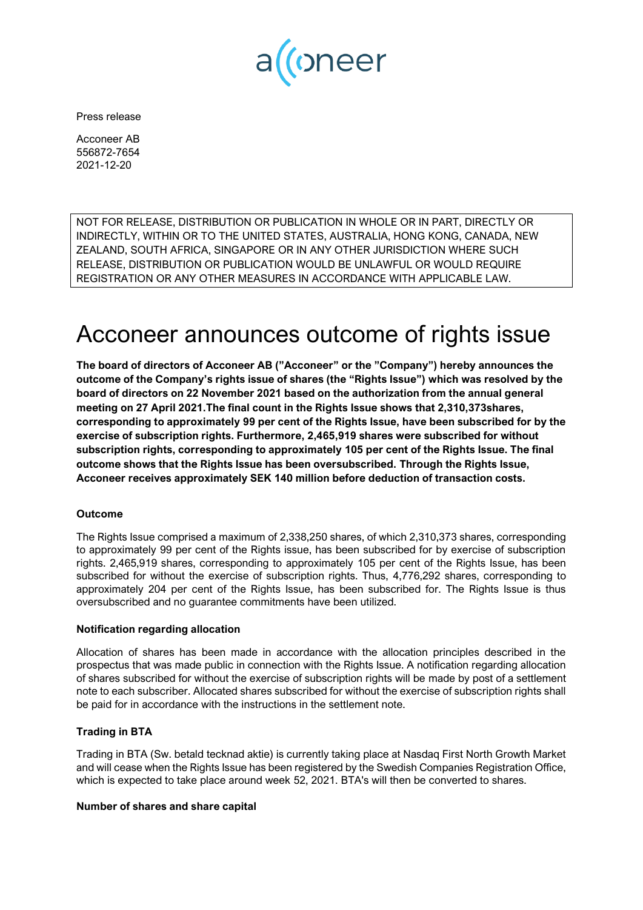Press release

Acconeer AB
556872-7654
2021-12-20

NOT FOR RELEASE, DISTRIBUTION OR PUBLICATION IN WHOLE OR IN PART, DIRECTLY OR INDIRECTLY, WITHIN OR TO THE UNITED STATES, AUSTRALIA, HONG KONG, CANADA, NEW ZEALAND, SOUTH AFRICA, SINGAPORE OR IN ANY OTHER JURISDICTION WHERE SUCH RELEASE, DISTRIBUTION OR PUBLICATION WOULD BE UNLAWFUL OR WOULD REQUIRE REGISTRATION OR ANY OTHER MEASURES IN ACCORDANCE WITH APPLICABLE LAW.

# Acconeer announces outcome of rights issue

**The board of directors of Acconeer AB (”Acconeer” or the ”Company”) hereby announces the outcome of the Company's rights issue of shares (the "Rights Issue") which was resolved by the board of directors on 22 November 2021 based on the authorization from the annual general meeting on 27 April 2021.The final count in the Rights Issue shows that 2,310,373shares, corresponding to approximately 99 per cent of the Rights Issue, have been subscribed for by the exercise of subscription rights. Furthermore, 2,465,919 shares were subscribed for without subscription rights, corresponding to approximately 105 per cent of the Rights Issue. The final outcome shows that the Rights Issue has been oversubscribed. Through the Rights Issue, Acconeer receives approximately SEK 140 million before deduction of transaction costs.**

**Outcome**

The Rights Issue comprised a maximum of 2,338,250 shares, of which 2,310,373 shares, corresponding to approximately 99 per cent of the Rights issue, has been subscribed for by exercise of subscription rights. 2,465,919 shares, corresponding to approximately 105 per cent of the Rights Issue, has been subscribed for without the exercise of subscription rights. Thus, 4,776,292 shares, corresponding to approximately 204 per cent of the Rights Issue, has been subscribed for. The Rights Issue is thus oversubscribed and no guarantee commitments have been utilized.

**Notification regarding allocation**

Allocation of shares has been made in accordance with the allocation principles described in the prospectus that was made public in connection with the Rights Issue. A notification regarding allocation of shares subscribed for without the exercise of subscription rights will be made by post of a settlement note to each subscriber. Allocated shares subscribed for without the exercise of subscription rights shall be paid for in accordance with the instructions in the settlement note.

**Trading in BTA**

Trading in BTA (Sw. betald tecknad aktie) is currently taking place at Nasdaq First North Growth Market and will cease when the Rights Issue has been registered by the Swedish Companies Registration Office, which is expected to take place around week 52, 2021. BTA's will then be converted to shares.

**Number of shares and share capital**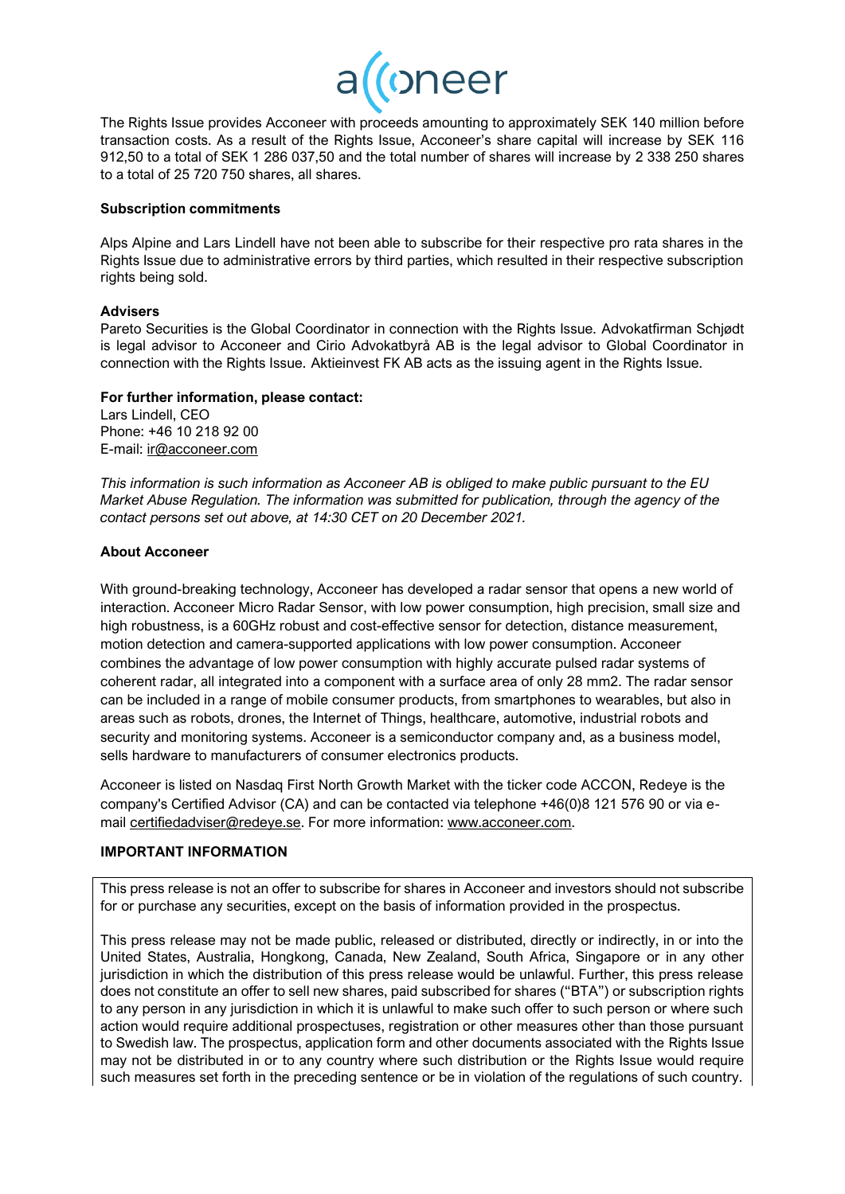The Rights Issue provides Acconeer with proceeds amounting to approximately SEK 140 million before transaction costs. As a result of the Rights Issue, Acconeer's share capital will increase by SEK 116 912,50 to a total of SEK 1 286 037,50 and the total number of shares will increase by 2 338 250 shares to a total of 25 720 750 shares, all shares.

**Subscription commitments**

Alps Alpine and Lars Lindell have not been able to subscribe for their respective pro rata shares in the Rights Issue due to administrative errors by third parties, which resulted in their respective subscription rights being sold.

**Advisers**

Pareto Securities is the Global Coordinator in connection with the Rights Issue. Advokatfirman Schjødt is legal advisor to Acconeer and Cirio Advokatbyrå AB is the legal advisor to Global Coordinator in connection with the Rights Issue. Aktieinvest FK AB acts as the issuing agent in the Rights Issue.

**For further information, please contact:**
Lars Lindell, CEO
Phone: +46 10 218 92 00
E-mail: ir@acconeer.com

*This information is such information as Acconeer AB is obliged to make public pursuant to the EU Market Abuse Regulation. The information was submitted for publication, through the agency of the contact persons set out above, at 14:30 CET on 20 December 2021.*

**About Acconeer**

With ground-breaking technology, Acconeer has developed a radar sensor that opens a new world of interaction. Acconeer Micro Radar Sensor, with low power consumption, high precision, small size and high robustness, is a 60GHz robust and cost-effective sensor for detection, distance measurement, motion detection and camera-supported applications with low power consumption. Acconeer combines the advantage of low power consumption with highly accurate pulsed radar systems of coherent radar, all integrated into a component with a surface area of only 28 mm2. The radar sensor can be included in a range of mobile consumer products, from smartphones to wearables, but also in areas such as robots, drones, the Internet of Things, healthcare, automotive, industrial robots and security and monitoring systems. Acconeer is a semiconductor company and, as a business model, sells hardware to manufacturers of consumer electronics products.

Acconeer is listed on Nasdaq First North Growth Market with the ticker code ACCON, Redeye is the company's Certified Advisor (CA) and can be contacted via telephone +46(0)8 121 576 90 or via e-mail certifiedadviser@redeye.se. For more information: www.acconeer.com.

**IMPORTANT INFORMATION**

This press release is not an offer to subscribe for shares in Acconeer and investors should not subscribe for or purchase any securities, except on the basis of information provided in the prospectus.

This press release may not be made public, released or distributed, directly or indirectly, in or into the United States, Australia, Hongkong, Canada, New Zealand, South Africa, Singapore or in any other jurisdiction in which the distribution of this press release would be unlawful. Further, this press release does not constitute an offer to sell new shares, paid subscribed for shares ("BTA") or subscription rights to any person in any jurisdiction in which it is unlawful to make such offer to such person or where such action would require additional prospectuses, registration or other measures other than those pursuant to Swedish law. The prospectus, application form and other documents associated with the Rights Issue may not be distributed in or to any country where such distribution or the Rights Issue would require such measures set forth in the preceding sentence or be in violation of the regulations of such country.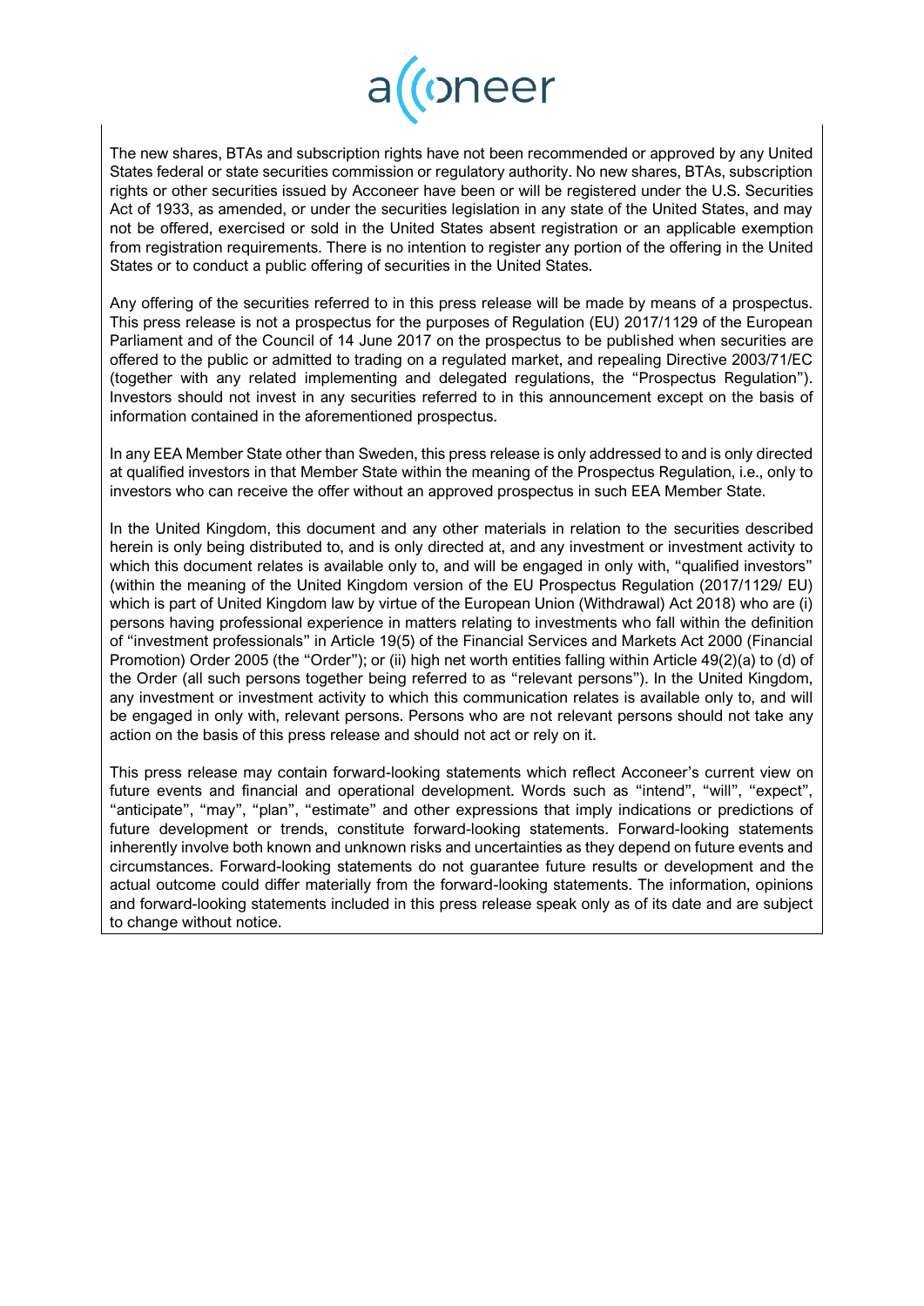The new shares, BTAs and subscription rights have not been recommended or approved by any United States federal or state securities commission or regulatory authority. No new shares, BTAs, subscription rights or other securities issued by Acconeer have been or will be registered under the U.S. Securities Act of 1933, as amended, or under the securities legislation in any state of the United States, and may not be offered, exercised or sold in the United States absent registration or an applicable exemption from registration requirements. There is no intention to register any portion of the offering in the United States or to conduct a public offering of securities in the United States.

Any offering of the securities referred to in this press release will be made by means of a prospectus. This press release is not a prospectus for the purposes of Regulation (EU) 2017/1129 of the European Parliament and of the Council of 14 June 2017 on the prospectus to be published when securities are offered to the public or admitted to trading on a regulated market, and repealing Directive 2003/71/EC (together with any related implementing and delegated regulations, the "Prospectus Regulation"). Investors should not invest in any securities referred to in this announcement except on the basis of information contained in the aforementioned prospectus.

In any EEA Member State other than Sweden, this press release is only addressed to and is only directed at qualified investors in that Member State within the meaning of the Prospectus Regulation, i.e., only to investors who can receive the offer without an approved prospectus in such EEA Member State.

In the United Kingdom, this document and any other materials in relation to the securities described herein is only being distributed to, and is only directed at, and any investment or investment activity to which this document relates is available only to, and will be engaged in only with, "qualified investors" (within the meaning of the United Kingdom version of the EU Prospectus Regulation (2017/1129/ EU) which is part of United Kingdom law by virtue of the European Union (Withdrawal) Act 2018) who are (i) persons having professional experience in matters relating to investments who fall within the definition of "investment professionals" in Article 19(5) of the Financial Services and Markets Act 2000 (Financial Promotion) Order 2005 (the "Order"); or (ii) high net worth entities falling within Article 49(2)(a) to (d) of the Order (all such persons together being referred to as "relevant persons"). In the United Kingdom, any investment or investment activity to which this communication relates is available only to, and will be engaged in only with, relevant persons. Persons who are not relevant persons should not take any action on the basis of this press release and should not act or rely on it.

This press release may contain forward-looking statements which reflect Acconeer's current view on future events and financial and operational development. Words such as "intend", "will", "expect", "anticipate", "may", "plan", "estimate" and other expressions that imply indications or predictions of future development or trends, constitute forward-looking statements. Forward-looking statements inherently involve both known and unknown risks and uncertainties as they depend on future events and circumstances. Forward-looking statements do not guarantee future results or development and the actual outcome could differ materially from the forward-looking statements. The information, opinions and forward-looking statements included in this press release speak only as of its date and are subject to change without notice.